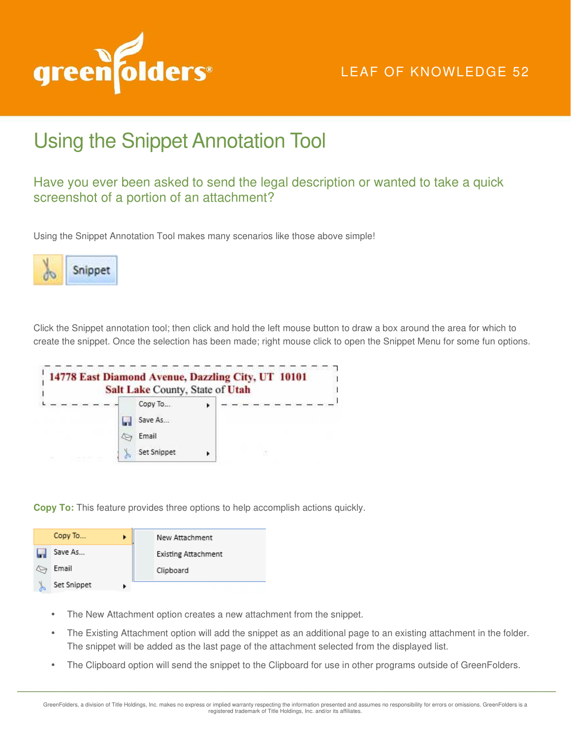LEAF OF KNOWLEDGE 52

# Using the Snippet Annotation Tool

## Have you ever been asked to send the legal description or wanted to take a quick screenshot of a portion of an attachment?

Using the Snippet Annotation Tool makes many scenarios like those above simple!

Click the Snippet annotation tool; then click and hold the left mouse button to draw a box around the area for which to create the snippet. Once the selection has been made; right mouse click to open the Snippet Menu for some fun options.

**Copy To:** This feature provides three options to help accomplish actions quickly.

- The New Attachment option creates a new attachment from the snippet.
- The Existing Attachment option will add the snippet as an additional page to an existing attachment in the folder. The snippet will be added as the last page of the attachment selected from the displayed list.
- The Clipboard option will send the snippet to the Clipboard for use in other programs outside of GreenFolders.

GreenFolders, a division of Title Holdings, Inc. makes no express or implied warranty respecting the information presented and assumes no responsibility for errors or omissions. GreenFolders is a registered trademark of Title Holdings, Inc. and/or its affiliates.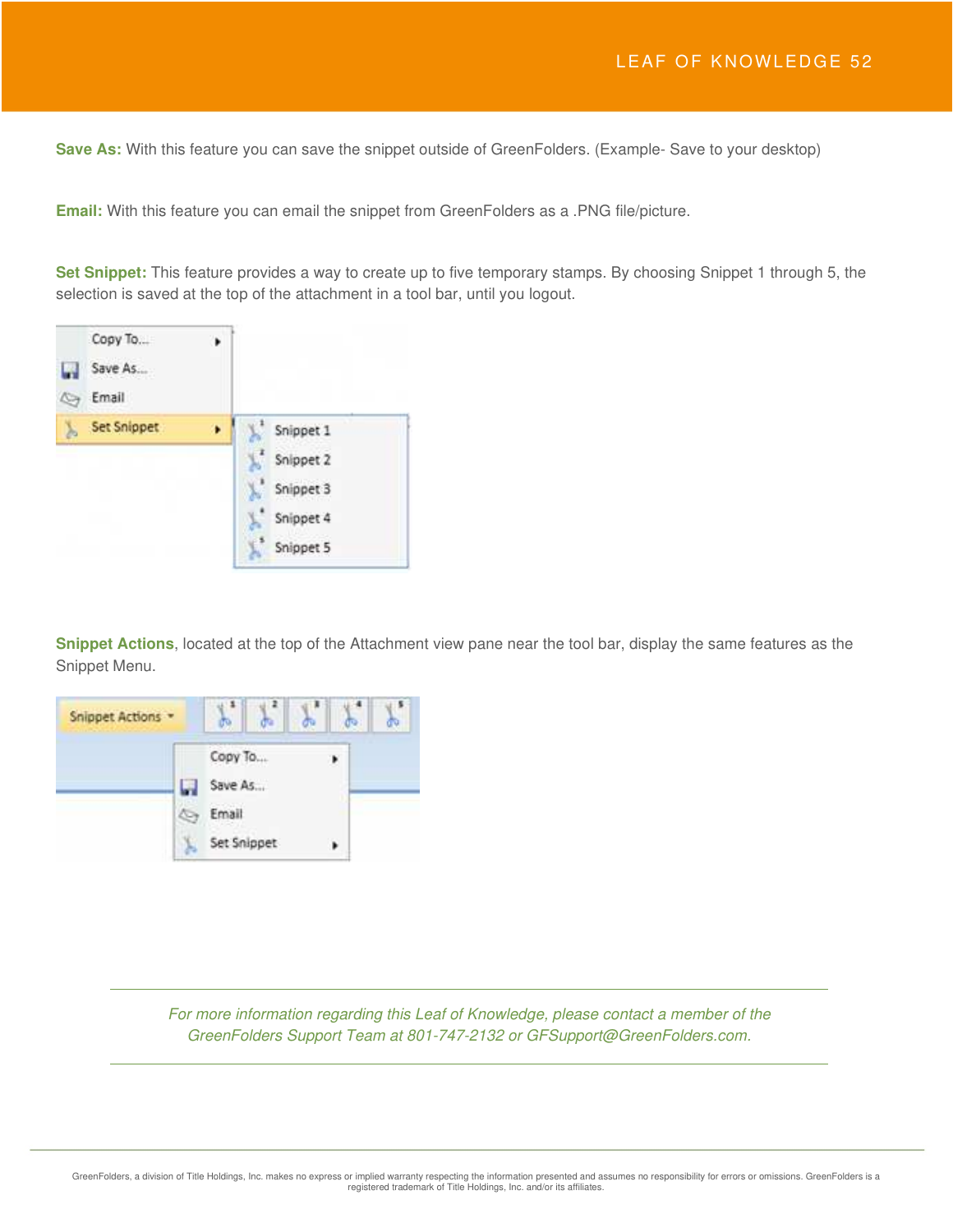**Save As:** With this feature you can save the snippet outside of GreenFolders. (Example- Save to your desktop)

**Email:** With this feature you can email the snippet from GreenFolders as a .PNG file/picture.

**Set Snippet:** This feature provides a way to create up to five temporary stamps. By choosing Snippet 1 through 5, the selection is saved at the top of the attachment in a tool bar, until you logout.

**Snippet Actions**, located at the top of the Attachment view pane near the tool bar, display the same features as the Snippet Menu.

*For more information regarding this Leaf of Knowledge, please contact a member of the GreenFolders Support Team at 801-747-2132 or GFSupport@GreenFolders.com.*

GreenFolders, a division of Title Holdings, Inc. makes no express or implied warranty respecting the information presented and assumes no responsibility for errors or omissions. GreenFolders is a registered trademark of Title Holdings, Inc. and/or its affiliates.